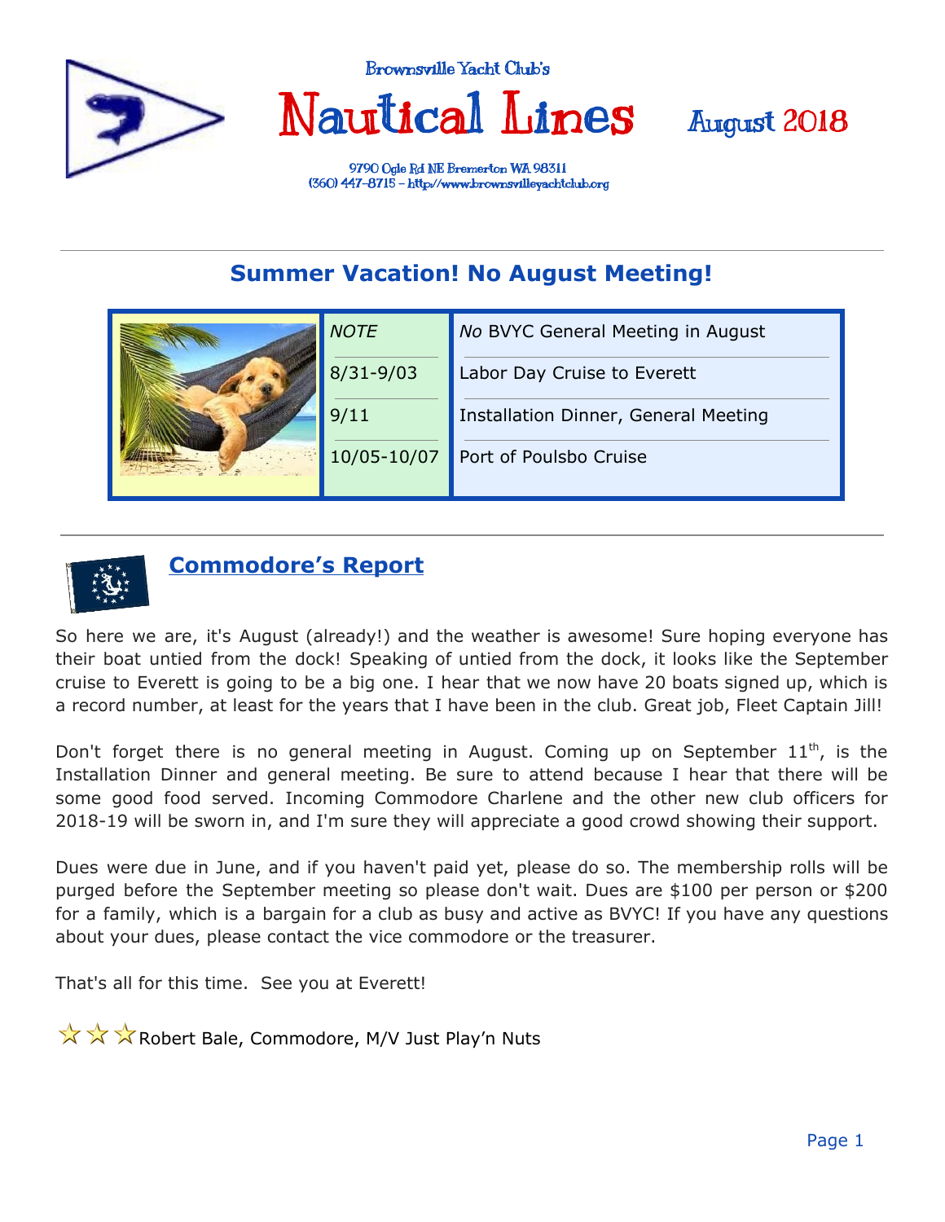Brownsville Yacht Club's

# Nautical Lines

August 2018

9790 Ogle Rd NE Bremerton WA 98311
(360) 447-8715 – http://www.brownsvilleyachtclub.org

---

## Summer Vacation! No August Meeting!

| | |
|---|---|
| *NOTE* | *No* BVYC General Meeting in August |
| 8/31-9/03 | Labor Day Cruise to Everett |
| 9/11 | Installation Dinner, General Meeting |
| 10/05-10/07 | Port of Poulsbo Cruise |

---

## Commodore's Report

So here we are, it's August (already!) and the weather is awesome! Sure hoping everyone has their boat untied from the dock! Speaking of untied from the dock, it looks like the September cruise to Everett is going to be a big one. I hear that we now have 20 boats signed up, which is a record number, at least for the years that I have been in the club. Great job, Fleet Captain Jill!

Don't forget there is no general meeting in August. Coming up on September 11th, is the Installation Dinner and general meeting. Be sure to attend because I hear that there will be some good food served. Incoming Commodore Charlene and the other new club officers for 2018-19 will be sworn in, and I'm sure they will appreciate a good crowd showing their support.

Dues were due in June, and if you haven't paid yet, please do so. The membership rolls will be purged before the September meeting so please don't wait. Dues are $100 per person or $200 for a family, which is a bargain for a club as busy and active as BVYC! If you have any questions about your dues, please contact the vice commodore or the treasurer.

That's all for this time. See you at Everett!

☆☆☆ Robert Bale, Commodore, M/V Just Play'n Nuts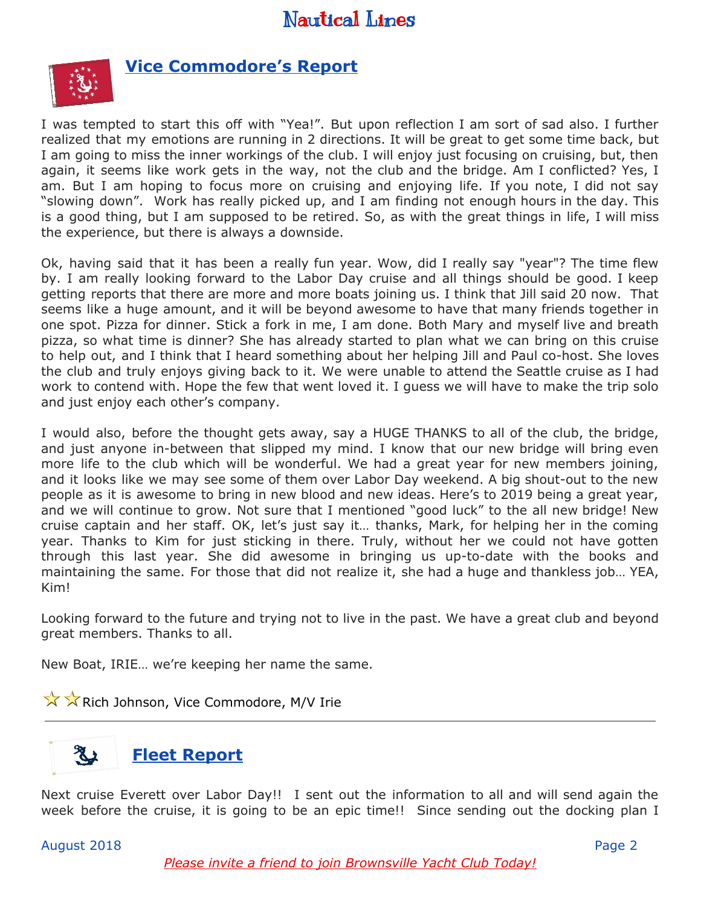## Vice Commodore's Report

I was tempted to start this off with "Yea!". But upon reflection I am sort of sad also. I further realized that my emotions are running in 2 directions. It will be great to get some time back, but I am going to miss the inner workings of the club. I will enjoy just focusing on cruising, but, then again, it seems like work gets in the way, not the club and the bridge. Am I conflicted? Yes, I am. But I am hoping to focus more on cruising and enjoying life. If you note, I did not say "slowing down". Work has really picked up, and I am finding not enough hours in the day. This is a good thing, but I am supposed to be retired. So, as with the great things in life, I will miss the experience, but there is always a downside.

Ok, having said that it has been a really fun year. Wow, did I really say "year"? The time flew by. I am really looking forward to the Labor Day cruise and all things should be good. I keep getting reports that there are more and more boats joining us. I think that Jill said 20 now. That seems like a huge amount, and it will be beyond awesome to have that many friends together in one spot. Pizza for dinner. Stick a fork in me, I am done. Both Mary and myself live and breath pizza, so what time is dinner? She has already started to plan what we can bring on this cruise to help out, and I think that I heard something about her helping Jill and Paul co-host. She loves the club and truly enjoys giving back to it. We were unable to attend the Seattle cruise as I had work to contend with. Hope the few that went loved it. I guess we will have to make the trip solo and just enjoy each other's company.

I would also, before the thought gets away, say a HUGE THANKS to all of the club, the bridge, and just anyone in-between that slipped my mind. I know that our new bridge will bring even more life to the club which will be wonderful. We had a great year for new members joining, and it looks like we may see some of them over Labor Day weekend. A big shout-out to the new people as it is awesome to bring in new blood and new ideas. Here's to 2019 being a great year, and we will continue to grow. Not sure that I mentioned "good luck" to the all new bridge! New cruise captain and her staff. OK, let's just say it… thanks, Mark, for helping her in the coming year. Thanks to Kim for just sticking in there. Truly, without her we could not have gotten through this last year. She did awesome in bringing us up-to-date with the books and maintaining the same. For those that did not realize it, she had a huge and thankless job… YEA, Kim!

Looking forward to the future and trying not to live in the past. We have a great club and beyond great members. Thanks to all.

New Boat, IRIE… we're keeping her name the same.

☆☆ Rich Johnson, Vice Commodore, M/V Irie

---

## Fleet Report

Next cruise Everett over Labor Day!! I sent out the information to all and will send again the week before the cruise, it is going to be an epic time!! Since sending out the docking plan I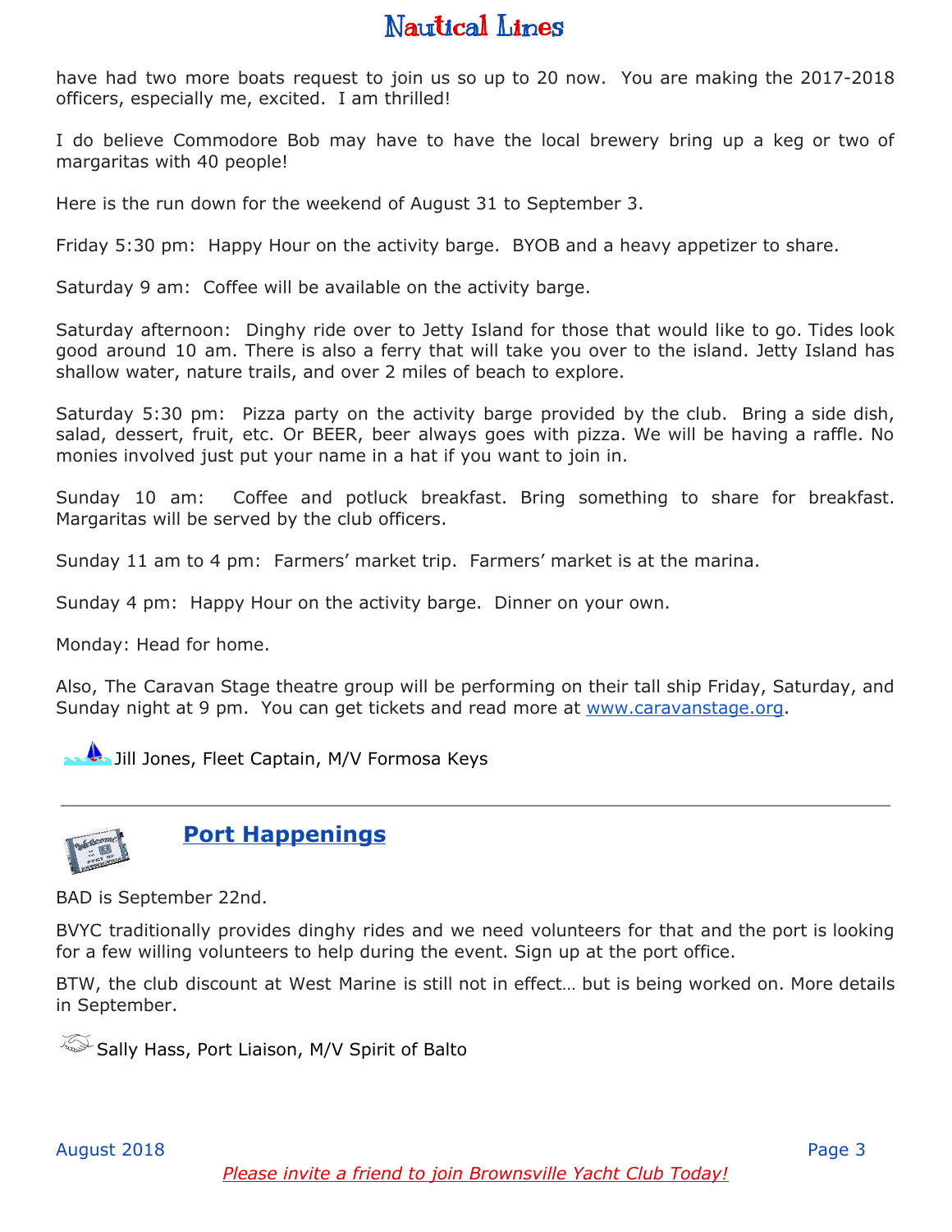have had two more boats request to join us so up to 20 now. You are making the 2017-2018 officers, especially me, excited. I am thrilled!

I do believe Commodore Bob may have to have the local brewery bring up a keg or two of margaritas with 40 people!

Here is the run down for the weekend of August 31 to September 3.

Friday 5:30 pm: Happy Hour on the activity barge. BYOB and a heavy appetizer to share.

Saturday 9 am: Coffee will be available on the activity barge.

Saturday afternoon: Dinghy ride over to Jetty Island for those that would like to go. Tides look good around 10 am. There is also a ferry that will take you over to the island. Jetty Island has shallow water, nature trails, and over 2 miles of beach to explore.

Saturday 5:30 pm: Pizza party on the activity barge provided by the club. Bring a side dish, salad, dessert, fruit, etc. Or BEER, beer always goes with pizza. We will be having a raffle. No monies involved just put your name in a hat if you want to join in.

Sunday 10 am: Coffee and potluck breakfast. Bring something to share for breakfast. Margaritas will be served by the club officers.

Sunday 11 am to 4 pm: Farmers' market trip. Farmers' market is at the marina.

Sunday 4 pm: Happy Hour on the activity barge. Dinner on your own.

Monday: Head for home.

Also, The Caravan Stage theatre group will be performing on their tall ship Friday, Saturday, and Sunday night at 9 pm. You can get tickets and read more at [www.caravanstage.org](http://www.caravanstage.org).

Jill Jones, Fleet Captain, M/V Formosa Keys

---

## Port Happenings

BAD is September 22nd.

BVYC traditionally provides dinghy rides and we need volunteers for that and the port is looking for a few willing volunteers to help during the event. Sign up at the port office.

BTW, the club discount at West Marine is still not in effect… but is being worked on. More details in September.

Sally Hass, Port Liaison, M/V Spirit of Balto

*Please invite a friend to join Brownsville Yacht Club Today!*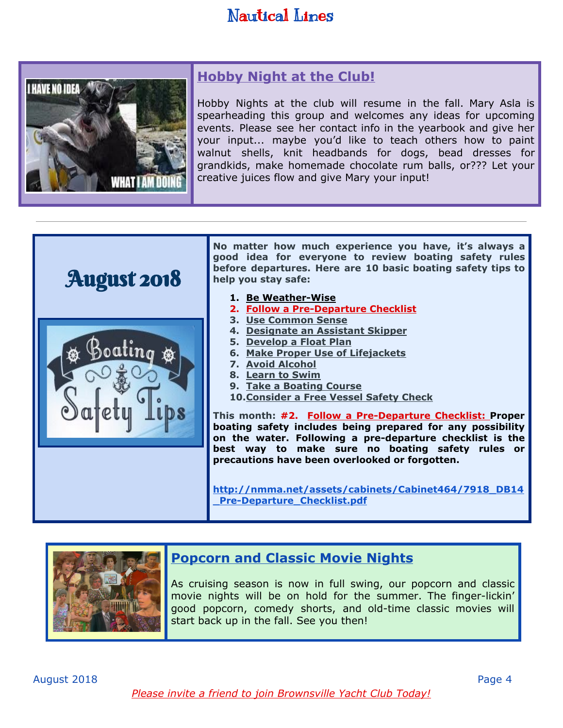## Hobby Night at the Club!

Hobby Nights at the club will resume in the fall. Mary Asla is spearheading this group and welcomes any ideas for upcoming events. Please see her contact info in the yearbook and give her your input... maybe you'd like to teach others how to paint walnut shells, knit headbands for dogs, bead dresses for grandkids, make homemade chocolate rum balls, or??? Let your creative juices flow and give Mary your input!

---

## August 2018

**No matter how much experience you have, it's always a good idea for everyone to review boating safety rules before departures. Here are 10 basic boating safety tips to help you stay safe:**

1. **Be Weather-Wise**
2. **Follow a Pre-Departure Checklist**
3. **Use Common Sense**
4. **Designate an Assistant Skipper**
5. **Develop a Float Plan**
6. **Make Proper Use of Lifejackets**
7. **Avoid Alcohol**
8. **Learn to Swim**
9. **Take a Boating Course**
10. **Consider a Free Vessel Safety Check**

**This month: #2. Follow a Pre-Departure Checklist: Proper boating safety includes being prepared for any possibility on the water. Following a pre-departure checklist is the best way to make sure no boating safety rules or precautions have been overlooked or forgotten.**

**http://nmma.net/assets/cabinets/Cabinet464/7918_DB14_Pre-Departure_Checklist.pdf**

## Popcorn and Classic Movie Nights

As cruising season is now in full swing, our popcorn and classic movie nights will be on hold for the summer. The finger-lickin' good popcorn, comedy shorts, and old-time classic movies will start back up in the fall. See you then!

*Please invite a friend to join Brownsville Yacht Club Today!*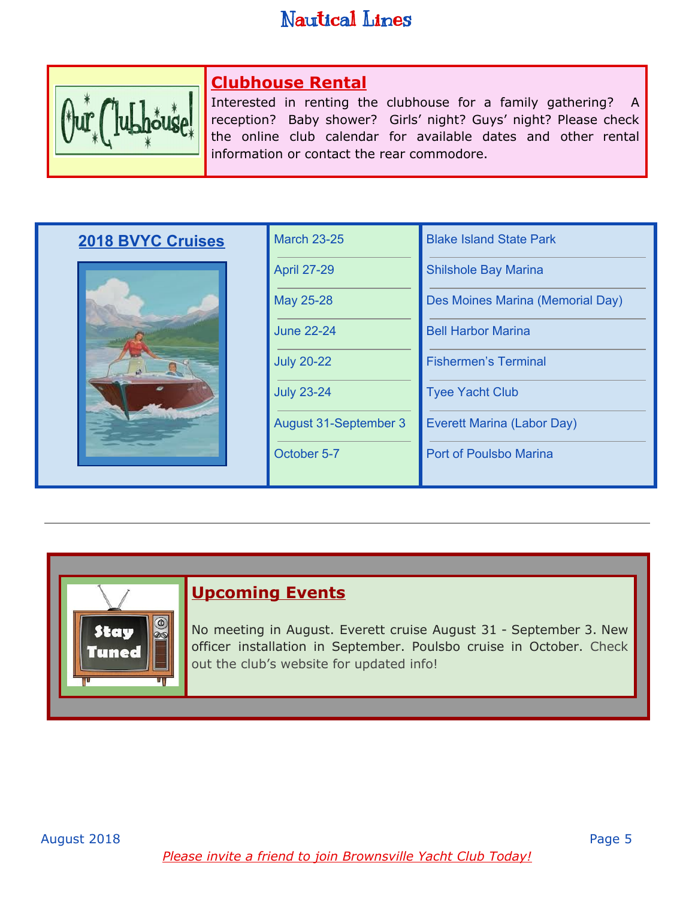## Clubhouse Rental

Interested in renting the clubhouse for a family gathering? A reception? Baby shower? Girls' night? Guys' night? Please check the online club calendar for available dates and other rental information or contact the rear commodore.

## 2018 BVYC Cruises

| Date | Location |
|---|---|
| March 23-25 | Blake Island State Park |
| April 27-29 | Shilshole Bay Marina |
| May 25-28 | Des Moines Marina (Memorial Day) |
| June 22-24 | Bell Harbor Marina |
| July 20-22 | Fishermen's Terminal |
| July 23-24 | Tyee Yacht Club |
| August 31-September 3 | Everett Marina (Labor Day) |
| October 5-7 | Port of Poulsbo Marina |

---

## Upcoming Events

No meeting in August. Everett cruise August 31 - September 3. New officer installation in September. Poulsbo cruise in October. Check out the club's website for updated info!

*Please invite a friend to join Brownsville Yacht Club Today!*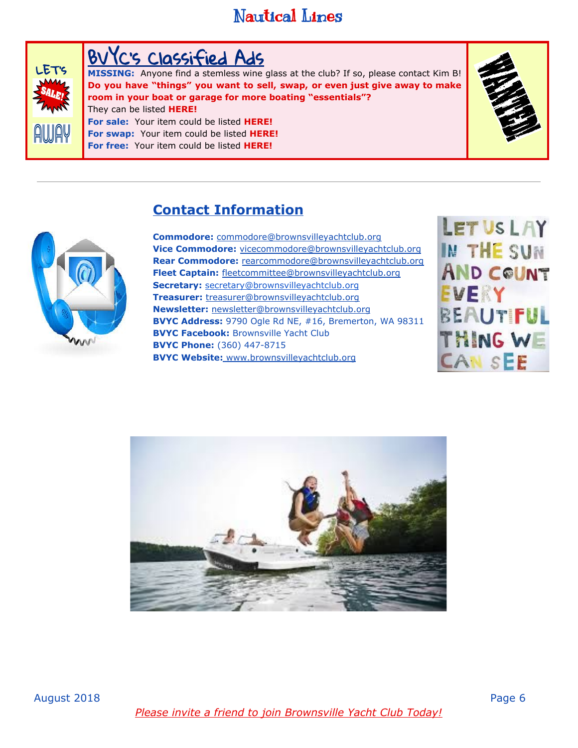## BVYC's Classified Ads

**MISSING:** Anyone find a stemless wine glass at the club? If so, please contact Kim B!

**Do you have "things" you want to sell, swap, or even just give away to make room in your boat or garage for more boating "essentials"?**

They can be listed **HERE!**

**For sale:** Your item could be listed **HERE!**

**For swap:** Your item could be listed **HERE!**

**For free:** Your item could be listed **HERE!**

---

## Contact Information

**Commodore:** commodore@brownsvilleyachtclub.org
**Vice Commodore:** vicecommodore@brownsvilleyachtclub.org
**Rear Commodore:** rearcommodore@brownsvilleyachtclub.org
**Fleet Captain:** fleetcommittee@brownsvilleyachtclub.org
**Secretary:** secretary@brownsvilleyachtclub.org
**Treasurer:** treasurer@brownsvilleyachtclub.org
**Newsletter:** newsletter@brownsvilleyachtclub.org
**BVYC Address:** 9790 Ogle Rd NE, #16, Bremerton, WA 98311
**BVYC Facebook:** Brownsville Yacht Club
**BVYC Phone:** (360) 447-8715
**BVYC Website:** www.brownsvilleyachtclub.org

*Please invite a friend to join Brownsville Yacht Club Today!*